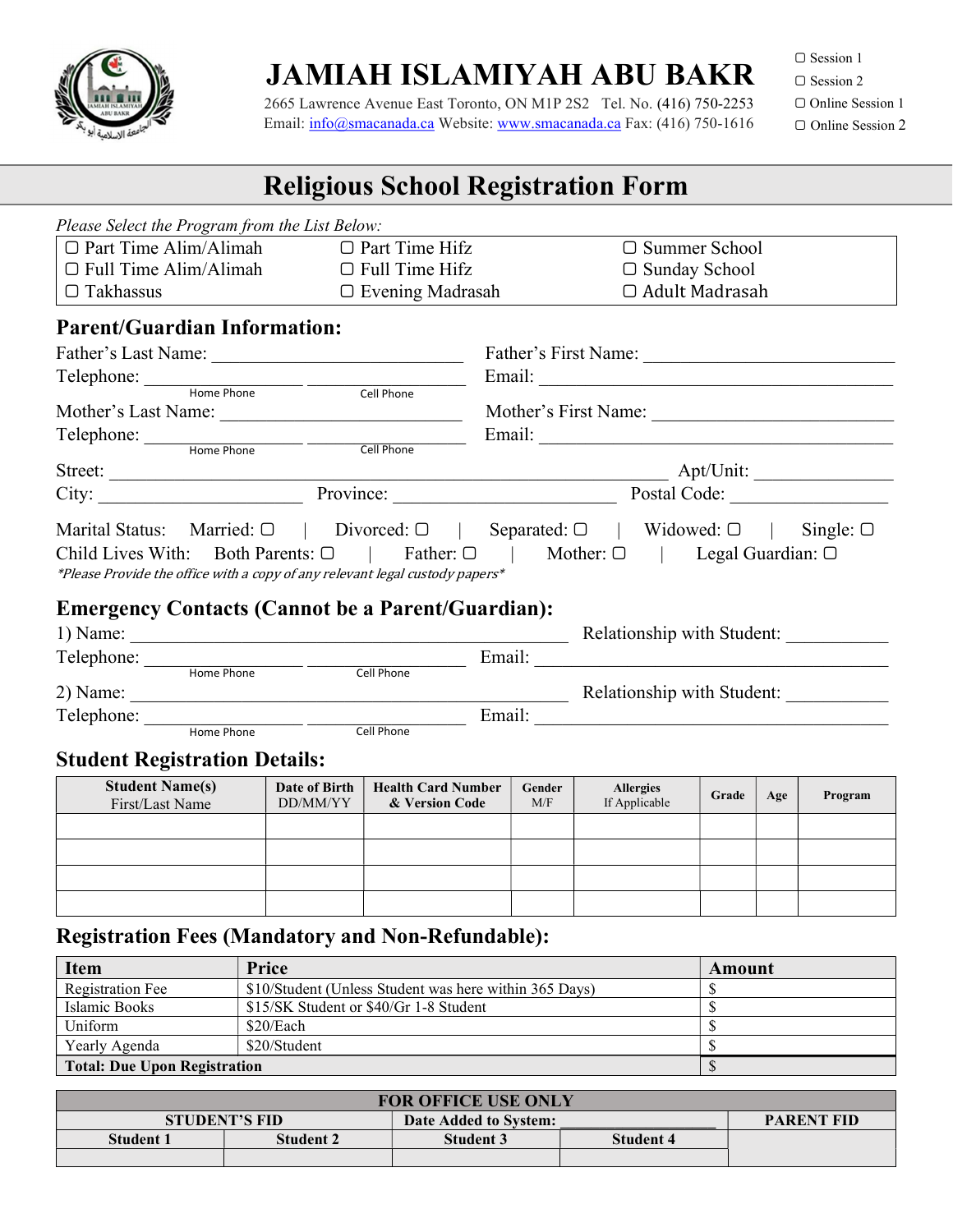# JAMIAH ISLAMIYAH ABU BAKR

2665 Lawrence Avenue East Toronto, ON M1P 2S2 Tel. No. (416) 750-2253
Email: info@smacanada.ca Website: www.smacanada.ca Fax: (416) 750-1616

☐ Session 1
☐ Session 2
☐ Online Session 1
☐ Online Session 2

## Religious School Registration Form

*Please Select the Program from the List Below:*

| | | |
|---|---|---|
| ☐ Part Time Alim/Alimah | ☐ Part Time Hifz | ☐ Summer School |
| ☐ Full Time Alim/Alimah | ☐ Full Time Hifz | ☐ Sunday School |
| ☐ Takhassus | ☐ Evening Madrasah | ☐ Adult Madrasah |

### Parent/Guardian Information:

Father's Last Name: ___________________________ Father's First Name: ___________________________

Telephone: _________________ (Home Phone) _________________ (Cell Phone) Email: ___________________________________

Mother's Last Name: ___________________________ Mother's First Name: ___________________________

Telephone: _________________ (Home Phone) _________________ (Cell Phone) Email: ___________________________________

Street: ____________________________________________________________ Apt/Unit: _______________

City: ______________________ Province: ________________________ Postal Code: ________________

Marital Status: Married: ☐ | Divorced: ☐ | Separated: ☐ | Widowed: ☐ | Single: ☐

Child Lives With: Both Parents: ☐ | Father: ☐ | Mother: ☐ | Legal Guardian: ☐

*\*Please Provide the office with a copy of any relevant legal custody papers\**

### Emergency Contacts (Cannot be a Parent/Guardian):

1) Name: ________________________________________________ Relationship with Student: ___________

Telephone: _________________ (Home Phone) _________________ (Cell Phone) Email: ______________________________________

2) Name: ________________________________________________ Relationship with Student: ___________

Telephone: _________________ (Home Phone) _________________ (Cell Phone) Email: ______________________________________

### Student Registration Details:

| Student Name(s) First/Last Name | Date of Birth DD/MM/YY | Health Card Number & Version Code | Gender M/F | Allergies If Applicable | Grade | Age | Program |
|---|---|---|---|---|---|---|---|
| | | | | | | | |
| | | | | | | | |
| | | | | | | | |
| | | | | | | | |

### Registration Fees (Mandatory and Non-Refundable):

| Item | Price | Amount |
|---|---|---|
| Registration Fee | $10/Student (Unless Student was here within 365 Days) | $ |
| Islamic Books | $15/SK Student or $40/Gr 1-8 Student | $ |
| Uniform | $20/Each | $ |
| Yearly Agenda | $20/Student | $ |
| **Total: Due Upon Registration** | | $ |

| FOR OFFICE USE ONLY | | | | |
|---|---|---|---|---|
| STUDENT'S FID | | Date Added to System: _______________ | | PARENT FID |
| Student 1 | Student 2 | Student 3 | Student 4 | |
| | | | | |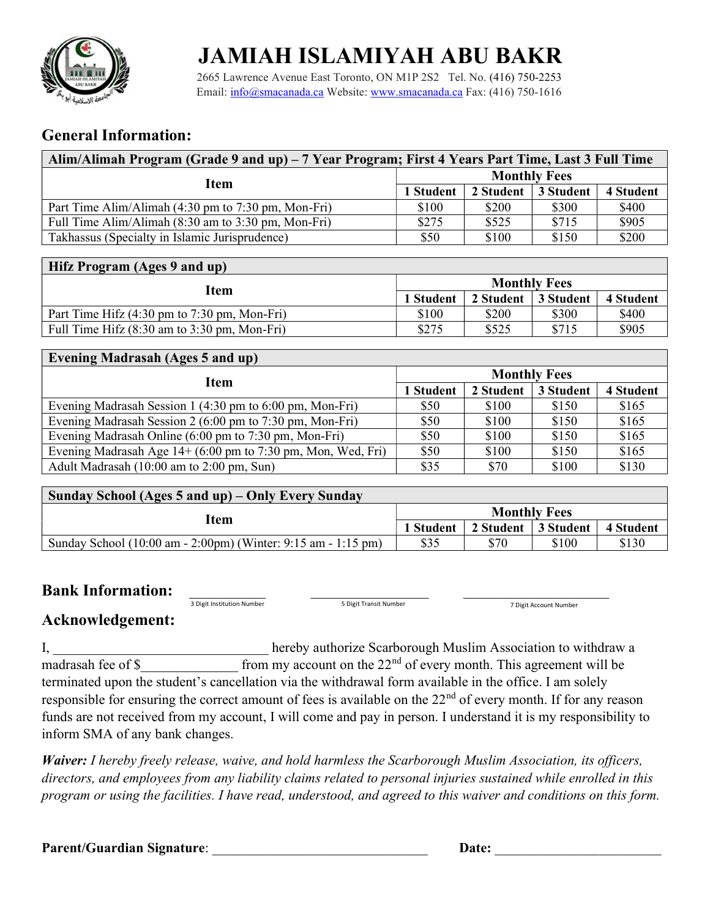// JAMIAH ISLAMIYAH ABU BAKR

2665 Lawrence Avenue East Toronto, ON M1P 2S2 Tel. No. (416) 750-2253
Email: info@smacanada.ca Website: www.smacanada.ca Fax: (416) 750-1616

## General Information:

| Alim/Alimah Program (Grade 9 and up) – 7 Year Program; First 4 Years Part Time, Last 3 Full Time | | | | |
|---|---|---|---|---|
| **Item** | **Monthly Fees** | | | |
| | **1 Student** | **2 Student** | **3 Student** | **4 Student** |
| Part Time Alim/Alimah (4:30 pm to 7:30 pm, Mon-Fri) | $100 | $200 | $300 | $400 |
| Full Time Alim/Alimah (8:30 am to 3:30 pm, Mon-Fri) | $275 | $525 | $715 | $905 |
| Takhassus (Specialty in Islamic Jurisprudence) | $50 | $100 | $150 | $200 |

| Hifz Program (Ages 9 and up) | | | | |
|---|---|---|---|---|
| **Item** | **Monthly Fees** | | | |
| | **1 Student** | **2 Student** | **3 Student** | **4 Student** |
| Part Time Hifz (4:30 pm to 7:30 pm, Mon-Fri) | $100 | $200 | $300 | $400 |
| Full Time Hifz (8:30 am to 3:30 pm, Mon-Fri) | $275 | $525 | $715 | $905 |

| Evening Madrasah (Ages 5 and up) | | | | |
|---|---|---|---|---|
| **Item** | **Monthly Fees** | | | |
| | **1 Student** | **2 Student** | **3 Student** | **4 Student** |
| Evening Madrasah Session 1 (4:30 pm to 6:00 pm, Mon-Fri) | $50 | $100 | $150 | $165 |
| Evening Madrasah Session 2 (6:00 pm to 7:30 pm, Mon-Fri) | $50 | $100 | $150 | $165 |
| Evening Madrasah Online (6:00 pm to 7:30 pm, Mon-Fri) | $50 | $100 | $150 | $165 |
| Evening Madrasah Age 14+ (6:00 pm to 7:30 pm, Mon, Wed, Fri) | $50 | $100 | $150 | $165 |
| Adult Madrasah (10:00 am to 2:00 pm, Sun) | $35 | $70 | $100 | $130 |

| Sunday School (Ages 5 and up) – Only Every Sunday | | | | |
|---|---|---|---|---|
| **Item** | **Monthly Fees** | | | |
| | **1 Student** | **2 Student** | **3 Student** | **4 Student** |
| Sunday School (10:00 am - 2:00pm) (Winter: 9:15 am - 1:15 pm) | $35 | $70 | $100 | $130 |

## Bank Information:

____________ 3 Digit Institution Number ____________ 5 Digit Transit Number ____________ 7 Digit Account Number

## Acknowledgement:

I, ______________________________ hereby authorize Scarborough Muslim Association to withdraw a madrasah fee of $______________ from my account on the 22nd of every month. This agreement will be terminated upon the student's cancellation via the withdrawal form available in the office. I am solely responsible for ensuring the correct amount of fees is available on the 22nd of every month. If for any reason funds are not received from my account, I will come and pay in person. I understand it is my responsibility to inform SMA of any bank changes.

***Waiver:*** *I hereby freely release, waive, and hold harmless the Scarborough Muslim Association, its officers, directors, and employees from any liability claims related to personal injuries sustained while enrolled in this program or using the facilities. I have read, understood, and agreed to this waiver and conditions on this form.*

**Parent/Guardian Signature**: ______________________________ **Date:** ______________________